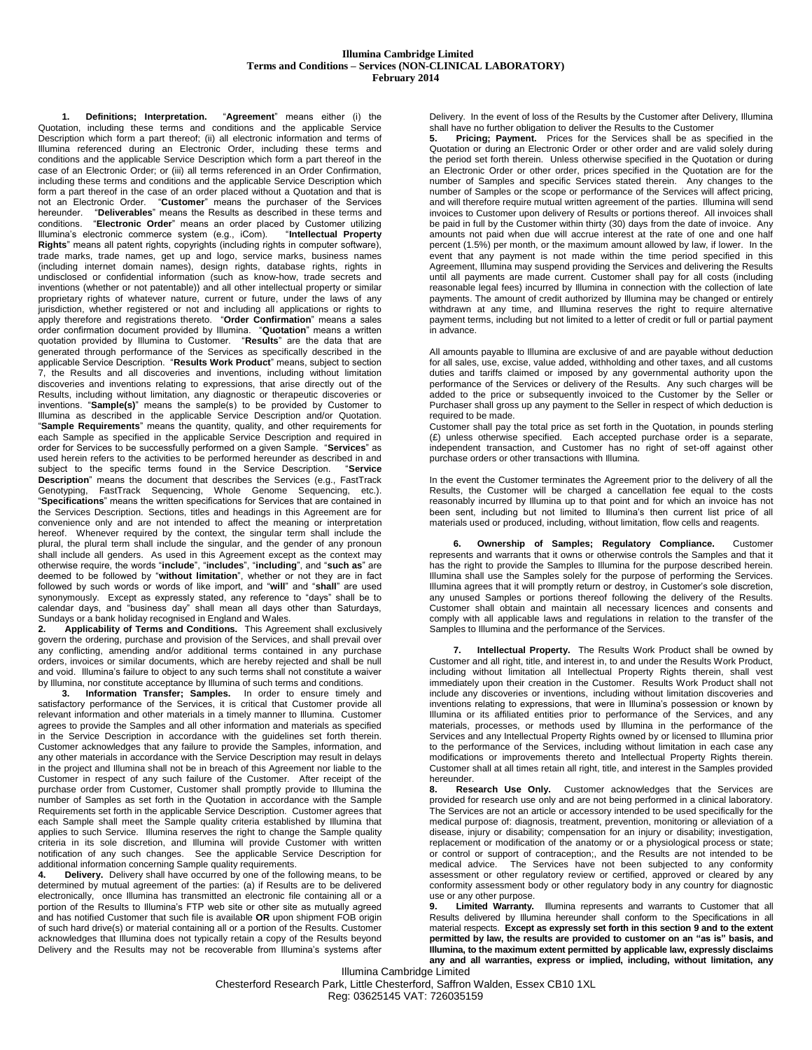**Illumina Cambridge Limited**
**Terms and Conditions – Services (NON-CLINICAL LABORATORY)**
**February 2014**

**1. Definitions; Interpretation.** "**Agreement**" means either (i) the Quotation, including these terms and conditions and the applicable Service Description which form a part thereof; (ii) all electronic information and terms of Illumina referenced during an Electronic Order, including these terms and conditions and the applicable Service Description which form a part thereof in the case of an Electronic Order; or (iii) all terms referenced in an Order Confirmation, including these terms and conditions and the applicable Service Description which form a part thereof in the case of an order placed without a Quotation and that is not an Electronic Order. "**Customer**" means the purchaser of the Services hereunder. "**Deliverables**" means the Results as described in these terms and conditions. "**Electronic Order**" means an order placed by Customer utilizing Illumina's electronic commerce system (e.g., iCom). "**Intellectual Property Rights**" means all patent rights, copyrights (including rights in computer software), trade marks, trade names, get up and logo, service marks, business names (including internet domain names), design rights, database rights, rights in undisclosed or confidential information (such as know-how, trade secrets and inventions (whether or not patentable)) and all other intellectual property or similar proprietary rights of whatever nature, current or future, under the laws of any jurisdiction, whether registered or not and including all applications or rights to apply therefore and registrations thereto. "**Order Confirmation**" means a sales order confirmation document provided by Illumina. "**Quotation**" means a written quotation provided by Illumina to Customer. "**Results**" are the data that are generated through performance of the Services as specifically described in the applicable Service Description. "**Results Work Product**" means, subject to section 7, the Results and all discoveries and inventions, including without limitation discoveries and inventions relating to expressions, that arise directly out of the Results, including without limitation, any diagnostic or therapeutic discoveries or inventions. "**Sample(s)**" means the sample(s) to be provided by Customer to Illumina as described in the applicable Service Description and/or Quotation. "**Sample Requirements**" means the quantity, quality, and other requirements for each Sample as specified in the applicable Service Description and required in order for Services to be successfully performed on a given Sample. "**Services**" as used herein refers to the activities to be performed hereunder as described in and subject to the specific terms found in the Service Description. "**Service Description**" means the document that describes the Services (e.g., FastTrack Genotyping, FastTrack Sequencing, Whole Genome Sequencing, etc.). "**Specifications**" means the written specifications for Services that are contained in the Services Description. Sections, titles and headings in this Agreement are for convenience only and are not intended to affect the meaning or interpretation hereof. Whenever required by the context, the singular term shall include the plural, the plural term shall include the singular, and the gender of any pronoun shall include all genders. As used in this Agreement except as the context may otherwise require, the words "**include**", "**includes**", "**including**", and "**such as**" are deemed to be followed by "**without limitation**", whether or not they are in fact followed by such words or words of like import, and "**will**" and "**shall**" are used synonymously. Except as expressly stated, any reference to "days" shall be to calendar days, and "business day" shall mean all days other than Saturdays, Sundays or a bank holiday recognised in England and Wales.

**2. Applicability of Terms and Conditions.** This Agreement shall exclusively govern the ordering, purchase and provision of the Services, and shall prevail over any conflicting, amending and/or additional terms contained in any purchase orders, invoices or similar documents, which are hereby rejected and shall be null and void. Illumina's failure to object to any such terms shall not constitute a waiver by Illumina, nor constitute acceptance by Illumina of such terms and conditions.

**3. Information Transfer; Samples.** In order to ensure timely and satisfactory performance of the Services, it is critical that Customer provide all relevant information and other materials in a timely manner to Illumina. Customer agrees to provide the Samples and all other information and materials as specified in the Service Description in accordance with the guidelines set forth therein. Customer acknowledges that any failure to provide the Samples, information, and any other materials in accordance with the Service Description may result in delays in the project and Illumina shall not be in breach of this Agreement nor liable to the Customer in respect of any such failure of the Customer. After receipt of the purchase order from Customer, Customer shall promptly provide to Illumina the number of Samples as set forth in the Quotation in accordance with the Sample Requirements set forth in the applicable Service Description. Customer agrees that each Sample shall meet the Sample quality criteria established by Illumina that applies to such Service. Illumina reserves the right to change the Sample quality criteria in its sole discretion, and Illumina will provide Customer with written notification of any such changes. See the applicable Service Description for additional information concerning Sample quality requirements.

**4. Delivery.** Delivery shall have occurred by one of the following means, to be determined by mutual agreement of the parties: (a) if Results are to be delivered electronically, once Illumina has transmitted an electronic file containing all or a portion of the Results to Illumina's FTP web site or other site as mutually agreed and has notified Customer that such file is available **OR** upon shipment FOB origin of such hard drive(s) or material containing all or a portion of the Results. Customer acknowledges that Illumina does not typically retain a copy of the Results beyond Delivery and the Results may not be recoverable from Illumina's systems after Delivery. In the event of loss of the Results by the Customer after Delivery, Illumina shall have no further obligation to deliver the Results to the Customer

**5. Pricing; Payment.** Prices for the Services shall be as specified in the Quotation or during an Electronic Order or other order and are valid solely during the period set forth therein. Unless otherwise specified in the Quotation or during an Electronic Order or other order, prices specified in the Quotation are for the number of Samples and specific Services stated therein. Any changes to the number of Samples or the scope or performance of the Services will affect pricing, and will therefore require mutual written agreement of the parties. Illumina will send invoices to Customer upon delivery of Results or portions thereof. All invoices shall be paid in full by the Customer within thirty (30) days from the date of invoice. Any amounts not paid when due will accrue interest at the rate of one and one half percent (1.5%) per month, or the maximum amount allowed by law, if lower. In the event that any payment is not made within the time period specified in this Agreement, Illumina may suspend providing the Services and delivering the Results until all payments are made current. Customer shall pay for all costs (including reasonable legal fees) incurred by Illumina in connection with the collection of late payments. The amount of credit authorized by Illumina may be changed or entirely withdrawn at any time, and Illumina reserves the right to require alternative payment terms, including but not limited to a letter of credit or full or partial payment in advance.

All amounts payable to Illumina are exclusive of and are payable without deduction for all sales, use, excise, value added, withholding and other taxes, and all customs duties and tariffs claimed or imposed by any governmental authority upon the performance of the Services or delivery of the Results. Any such charges will be added to the price or subsequently invoiced to the Customer by the Seller or Purchaser shall gross up any payment to the Seller in respect of which deduction is required to be made.

Customer shall pay the total price as set forth in the Quotation, in pounds sterling (£) unless otherwise specified. Each accepted purchase order is a separate, independent transaction, and Customer has no right of set-off against other purchase orders or other transactions with Illumina.

In the event the Customer terminates the Agreement prior to the delivery of all the Results, the Customer will be charged a cancellation fee equal to the costs reasonably incurred by Illumina up to that point and for which an invoice has not been sent, including but not limited to Illumina's then current list price of all materials used or produced, including, without limitation, flow cells and reagents.

**6. Ownership of Samples; Regulatory Compliance.** Customer represents and warrants that it owns or otherwise controls the Samples and that it has the right to provide the Samples to Illumina for the purpose described herein. Illumina shall use the Samples solely for the purpose of performing the Services. Illumina agrees that it will promptly return or destroy, in Customer's sole discretion, any unused Samples or portions thereof following the delivery of the Results. Customer shall obtain and maintain all necessary licences and consents and comply with all applicable laws and regulations in relation to the transfer of the Samples to Illumina and the performance of the Services.

**7. Intellectual Property.** The Results Work Product shall be owned by Customer and all right, title, and interest in, to and under the Results Work Product, including without limitation all Intellectual Property Rights therein, shall vest immediately upon their creation in the Customer. Results Work Product shall not include any discoveries or inventions, including without limitation discoveries and inventions relating to expressions, that were in Illumina's possession or known by Illumina or its affiliated entities prior to performance of the Services, and any materials, processes, or methods used by Illumina in the performance of the Services and any Intellectual Property Rights owned by or licensed to Illumina prior to the performance of the Services, including without limitation in each case any modifications or improvements thereto and Intellectual Property Rights therein. Customer shall at all times retain all right, title, and interest in the Samples provided hereunder.

**8. Research Use Only.** Customer acknowledges that the Services are provided for research use only and are not being performed in a clinical laboratory. The Services are not an article or accessory intended to be used specifically for the medical purpose of: diagnosis, treatment, prevention, monitoring or alleviation of a disease, injury or disability; compensation for an injury or disability; investigation, replacement or modification of the anatomy or or a physiological process or state; or control or support of contraception;, and the Results are not intended to be medical advice. The Services have not been subjected to any conformity assessment or other regulatory review or certified, approved or cleared by any conformity assessment body or other regulatory body in any country for diagnostic use or any other purpose.

**9. Limited Warranty.** Illumina represents and warrants to Customer that all Results delivered by Illumina hereunder shall conform to the Specifications in all material respects. **Except as expressly set forth in this section 9 and to the extent permitted by law, the results are provided to customer on an "as is" basis, and Illumina, to the maximum extent permitted by applicable law, expressly disclaims any and all warranties, express or implied, including, without limitation, any**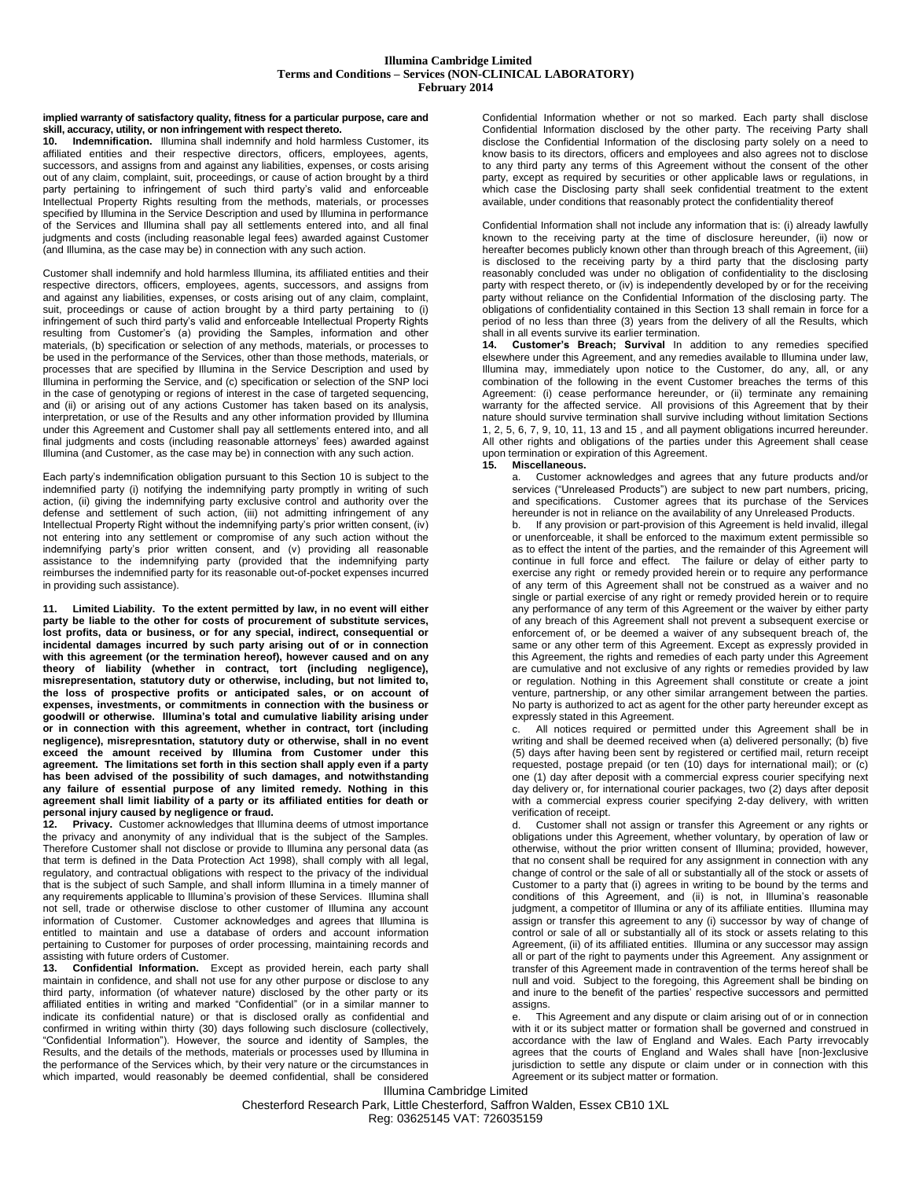**implied warranty of satisfactory quality, fitness for a particular purpose, care and skill, accuracy, utility, or non infringement with respect thereto.**

**10. Indemnification.** Illumina shall indemnify and hold harmless Customer, its affiliated entities and their respective directors, officers, employees, agents, successors, and assigns from and against any liabilities, expenses, or costs arising out of any claim, complaint, suit, proceedings, or cause of action brought by a third party pertaining to infringement of such third party's valid and enforceable Intellectual Property Rights resulting from the methods, materials, or processes specified by Illumina in the Service Description and used by Illumina in performance of the Services and Illumina shall pay all settlements entered into, and all final judgments and costs (including reasonable legal fees) awarded against Customer (and Illumina, as the case may be) in connection with any such action.

Customer shall indemnify and hold harmless Illumina, its affiliated entities and their respective directors, officers, employees, agents, successors, and assigns from and against any liabilities, expenses, or costs arising out of any claim, complaint, suit, proceedings or cause of action brought by a third party pertaining to (i) infringement of such third party's valid and enforceable Intellectual Property Rights resulting from Customer's (a) providing the Samples, information and other materials, (b) specification or selection of any methods, materials, or processes to be used in the performance of the Services, other than those methods, materials, or processes that are specified by Illumina in the Service Description and used by Illumina in performing the Service, and (c) specification or selection of the SNP loci in the case of genotyping or regions of interest in the case of targeted sequencing, and (ii) or arising out of any actions Customer has taken based on its analysis, interpretation, or use of the Results and any other information provided by Illumina under this Agreement and Customer shall pay all settlements entered into, and all final judgments and costs (including reasonable attorneys' fees) awarded against Illumina (and Customer, as the case may be) in connection with any such action.

Each party's indemnification obligation pursuant to this Section 10 is subject to the indemnified party (i) notifying the indemnifying party promptly in writing of such action, (ii) giving the indemnifying party exclusive control and authority over the defense and settlement of such action, (iii) not admitting infringement of any Intellectual Property Right without the indemnifying party's prior written consent, (iv) not entering into any settlement or compromise of any such action without the indemnifying party's prior written consent, and (v) providing all reasonable assistance to the indemnifying party (provided that the indemnifying party reimburses the indemnified party for its reasonable out-of-pocket expenses incurred in providing such assistance).

**11. Limited Liability. To the extent permitted by law, in no event will either party be liable to the other for costs of procurement of substitute services, lost profits, data or business, or for any special, indirect, consequential or incidental damages incurred by such party arising out of or in connection with this agreement (or the termination hereof), however caused and on any theory of liability (whether in contract, tort (including negligence), misrepresentation, statutory duty or otherwise, including, but not limited to, the loss of prospective profits or anticipated sales, or on account of expenses, investments, or commitments in connection with the business or goodwill or otherwise. Illumina's total and cumulative liability arising under or in connection with this agreement, whether in contract, tort (including negligence), misrepresntation, statutory duty or otherwise, shall in no event exceed the amount received by Illumina from Customer under this agreement. The limitations set forth in this section shall apply even if a party has been advised of the possibility of such damages, and notwithstanding any failure of essential purpose of any limited remedy. Nothing in this agreement shall limit liability of a party or its affiliated entities for death or personal injury caused by negligence or fraud.**

**12. Privacy.** Customer acknowledges that Illumina deems of utmost importance the privacy and anonymity of any individual that is the subject of the Samples. Therefore Customer shall not disclose or provide to Illumina any personal data (as that term is defined in the Data Protection Act 1998), shall comply with all legal, regulatory, and contractual obligations with respect to the privacy of the individual that is the subject of such Sample, and shall inform Illumina in a timely manner of any requirements applicable to Illumina's provision of these Services. Illumina shall not sell, trade or otherwise disclose to other customer of Illumina any account information of Customer. Customer acknowledges and agrees that Illumina is entitled to maintain and use a database of orders and account information pertaining to Customer for purposes of order processing, maintaining records and assisting with future orders of Customer.

**13. Confidential Information.** Except as provided herein, each party shall maintain in confidence, and shall not use for any other purpose or disclose to any third party, information (of whatever nature) disclosed by the other party or its affiliated entities in writing and marked "Confidential" (or in a similar manner to indicate its confidential nature) or that is disclosed orally as confidential and confirmed in writing within thirty (30) days following such disclosure (collectively, "Confidential Information"). However, the source and identity of Samples, the Results, and the details of the methods, materials or processes used by Illumina in the performance of the Services which, by their very nature or the circumstances in which imparted, would reasonably be deemed confidential, shall be considered Confidential Information whether or not so marked. Each party shall disclose Confidential Information disclosed by the other party. The receiving Party shall disclose the Confidential Information of the disclosing party solely on a need to know basis to its directors, officers and employees and also agrees not to disclose to any third party any terms of this Agreement without the consent of the other party, except as required by securities or other applicable laws or regulations, in which case the Disclosing party shall seek confidential treatment to the extent available, under conditions that reasonably protect the confidentiality thereof

Confidential Information shall not include any information that is: (i) already lawfully known to the receiving party at the time of disclosure hereunder, (ii) now or hereafter becomes publicly known other than through breach of this Agreement, (iii) is disclosed to the receiving party by a third party that the disclosing party reasonably concluded was under no obligation of confidentiality to the disclosing party with respect thereto, or (iv) is independently developed by or for the receiving party without reliance on the Confidential Information of the disclosing party. The obligations of confidentiality contained in this Section 13 shall remain in force for a period of no less than three (3) years from the delivery of all the Results, which shall in all events survive its earlier termination.

**14. Customer's Breach; Survival** In addition to any remedies specified elsewhere under this Agreement, and any remedies available to Illumina under law, Illumina may, immediately upon notice to the Customer, do any, all, or any combination of the following in the event Customer breaches the terms of this Agreement: (i) cease performance hereunder, or (ii) terminate any remaining warranty for the affected service. All provisions of this Agreement that by their nature should survive termination shall survive including without limitation Sections 1, 2, 5, 6, 7, 9, 10, 11, 13 and 15 , and all payment obligations incurred hereunder. All other rights and obligations of the parties under this Agreement shall cease upon termination or expiration of this Agreement.

**15. Miscellaneous.**

a. Customer acknowledges and agrees that any future products and/or services ("Unreleased Products") are subject to new part numbers, pricing, and specifications. Customer agrees that its purchase of the Services hereunder is not in reliance on the availability of any Unreleased Products.

b. If any provision or part-provision of this Agreement is held invalid, illegal or unenforceable, it shall be enforced to the maximum extent permissible so as to effect the intent of the parties, and the remainder of this Agreement will continue in full force and effect. The failure or delay of either party to exercise any right or remedy provided herein or to require any performance of any term of this Agreement shall not be construed as a waiver and no single or partial exercise of any right or remedy provided herein or to require any performance of any term of this Agreement or the waiver by either party of any breach of this Agreement shall not prevent a subsequent exercise or enforcement of, or be deemed a waiver of any subsequent breach of, the same or any other term of this Agreement. Except as expressly provided in this Agreement, the rights and remedies of each party under this Agreement are cumulative and not exclusive of any rights or remedies provided by law or regulation. Nothing in this Agreement shall constitute or create a joint venture, partnership, or any other similar arrangement between the parties. No party is authorized to act as agent for the other party hereunder except as expressly stated in this Agreement.

c. All notices required or permitted under this Agreement shall be in writing and shall be deemed received when (a) delivered personally; (b) five (5) days after having been sent by registered or certified mail, return receipt requested, postage prepaid (or ten (10) days for international mail); or (c) one (1) day after deposit with a commercial express courier specifying next day delivery or, for international courier packages, two (2) days after deposit with a commercial express courier specifying 2-day delivery, with written verification of receipt.

d. Customer shall not assign or transfer this Agreement or any rights or obligations under this Agreement, whether voluntary, by operation of law or otherwise, without the prior written consent of Illumina; provided, however, that no consent shall be required for any assignment in connection with any change of control or the sale of all or substantially all of the stock or assets of Customer to a party that (i) agrees in writing to be bound by the terms and conditions of this Agreement, and (ii) is not, in Illumina's reasonable judgment, a competitor of Illumina or any of its affiliate entities. Illumina may assign or transfer this agreement to any (i) successor by way of change of control or sale of all or substantially all of its stock or assets relating to this Agreement, (ii) of its affiliated entities. Illumina or any successor may assign all or part of the right to payments under this Agreement. Any assignment or transfer of this Agreement made in contravention of the terms hereof shall be null and void. Subject to the foregoing, this Agreement shall be binding on and inure to the benefit of the parties' respective successors and permitted assigns.

e. This Agreement and any dispute or claim arising out of or in connection with it or its subject matter or formation shall be governed and construed in accordance with the law of England and Wales. Each Party irrevocably agrees that the courts of England and Wales shall have [non-]exclusive jurisdiction to settle any dispute or claim under or in connection with this Agreement or its subject matter or formation.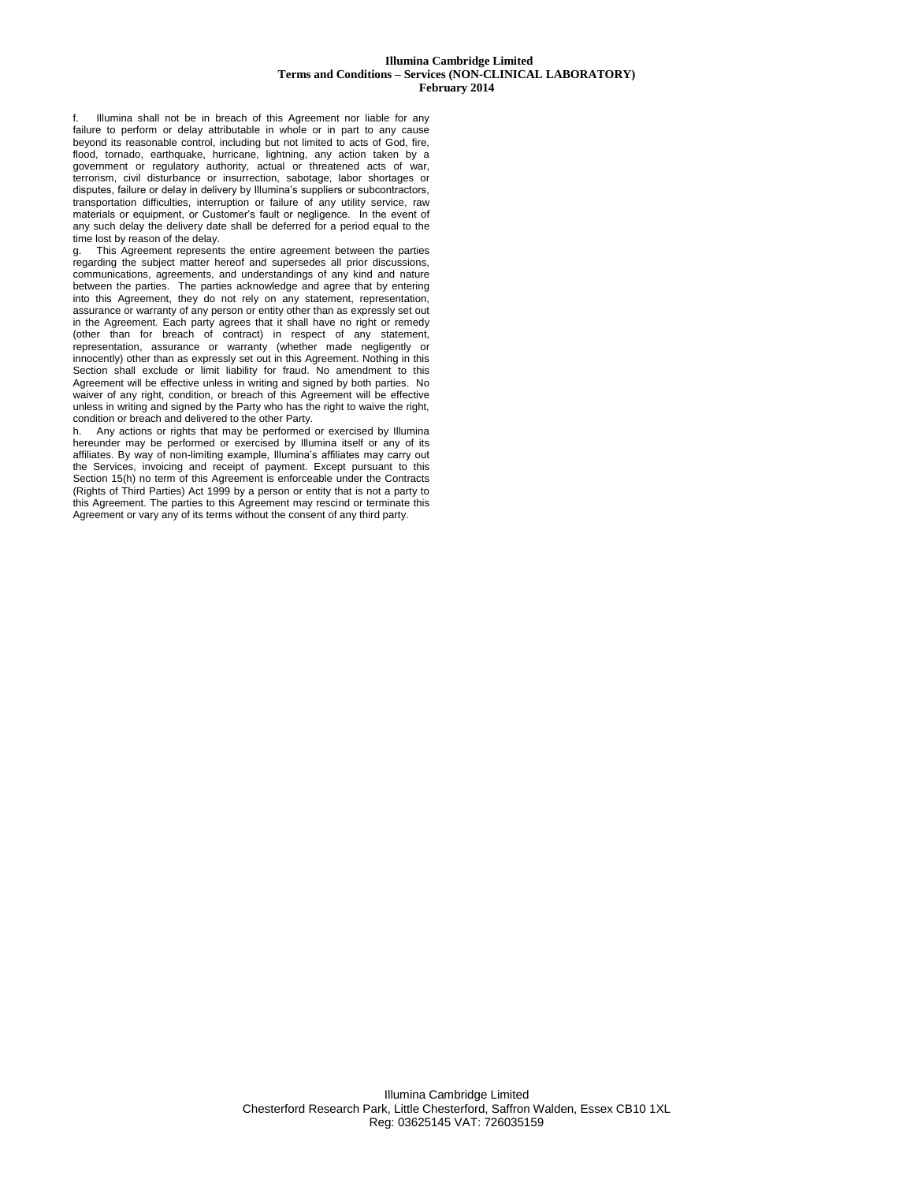f. Illumina shall not be in breach of this Agreement nor liable for any failure to perform or delay attributable in whole or in part to any cause beyond its reasonable control, including but not limited to acts of God, fire, flood, tornado, earthquake, hurricane, lightning, any action taken by a government or regulatory authority, actual or threatened acts of war, terrorism, civil disturbance or insurrection, sabotage, labor shortages or disputes, failure or delay in delivery by Illumina's suppliers or subcontractors, transportation difficulties, interruption or failure of any utility service, raw materials or equipment, or Customer's fault or negligence. In the event of any such delay the delivery date shall be deferred for a period equal to the time lost by reason of the delay.

g. This Agreement represents the entire agreement between the parties regarding the subject matter hereof and supersedes all prior discussions, communications, agreements, and understandings of any kind and nature between the parties. The parties acknowledge and agree that by entering into this Agreement, they do not rely on any statement, representation, assurance or warranty of any person or entity other than as expressly set out in the Agreement. Each party agrees that it shall have no right or remedy (other than for breach of contract) in respect of any statement, representation, assurance or warranty (whether made negligently or innocently) other than as expressly set out in this Agreement. Nothing in this Section shall exclude or limit liability for fraud. No amendment to this Agreement will be effective unless in writing and signed by both parties. No waiver of any right, condition, or breach of this Agreement will be effective unless in writing and signed by the Party who has the right to waive the right, condition or breach and delivered to the other Party.

h. Any actions or rights that may be performed or exercised by Illumina hereunder may be performed or exercised by Illumina itself or any of its affiliates. By way of non-limiting example, Illumina's affiliates may carry out the Services, invoicing and receipt of payment. Except pursuant to this Section 15(h) no term of this Agreement is enforceable under the Contracts (Rights of Third Parties) Act 1999 by a person or entity that is not a party to this Agreement. The parties to this Agreement may rescind or terminate this Agreement or vary any of its terms without the consent of any third party.